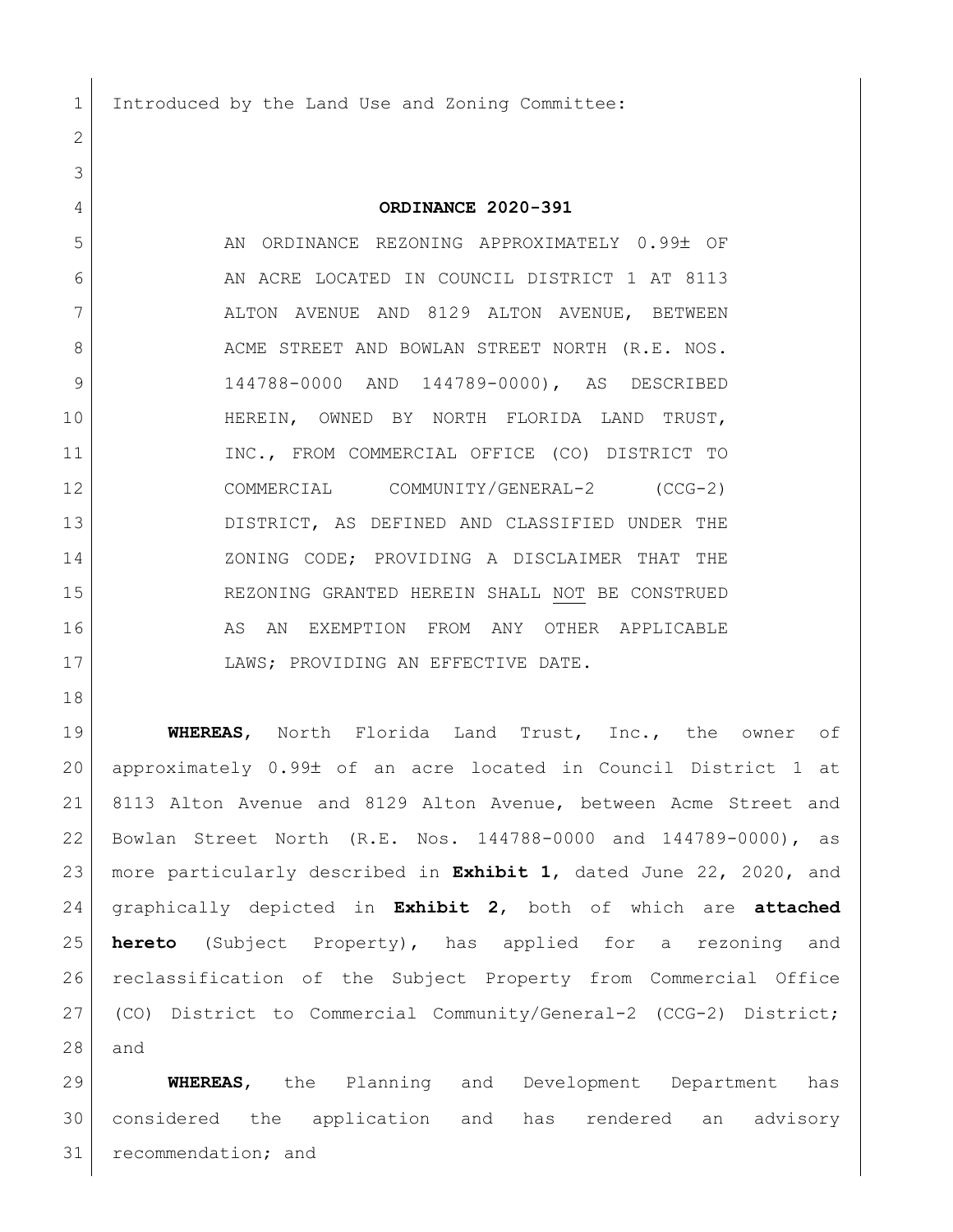Introduced by the Land Use and Zoning Committee:

**ORDINANCE 2020-391**

AN ORDINANCE REZONING APPROXIMATELY 0.99± OF AN ACRE LOCATED IN COUNCIL DISTRICT 1 AT 8113 ALTON AVENUE AND 8129 ALTON AVENUE, BETWEEN ACME STREET AND BOWLAN STREET NORTH (R.E. NOS. 144788-0000 AND 144789-0000), AS DESCRIBED HEREIN, OWNED BY NORTH FLORIDA LAND TRUST, INC., FROM COMMERCIAL OFFICE (CO) DISTRICT TO COMMERCIAL COMMUNITY/GENERAL-2 (CCG-2) DISTRICT, AS DEFINED AND CLASSIFIED UNDER THE ZONING CODE; PROVIDING A DISCLAIMER THAT THE REZONING GRANTED HEREIN SHALL NOT BE CONSTRUED AS AN EXEMPTION FROM ANY OTHER APPLICABLE LAWS; PROVIDING AN EFFECTIVE DATE.

**WHEREAS**, North Florida Land Trust, Inc., the owner of approximately 0.99± of an acre located in Council District 1 at 8113 Alton Avenue and 8129 Alton Avenue, between Acme Street and Bowlan Street North (R.E. Nos. 144788-0000 and 144789-0000), as more particularly described in **Exhibit 1**, dated June 22, 2020, and graphically depicted in **Exhibit 2**, both of which are **attached hereto** (Subject Property), has applied for a rezoning and reclassification of the Subject Property from Commercial Office (CO) District to Commercial Community/General-2 (CCG-2) District; and

**WHEREAS**, the Planning and Development Department has considered the application and has rendered an advisory recommendation; and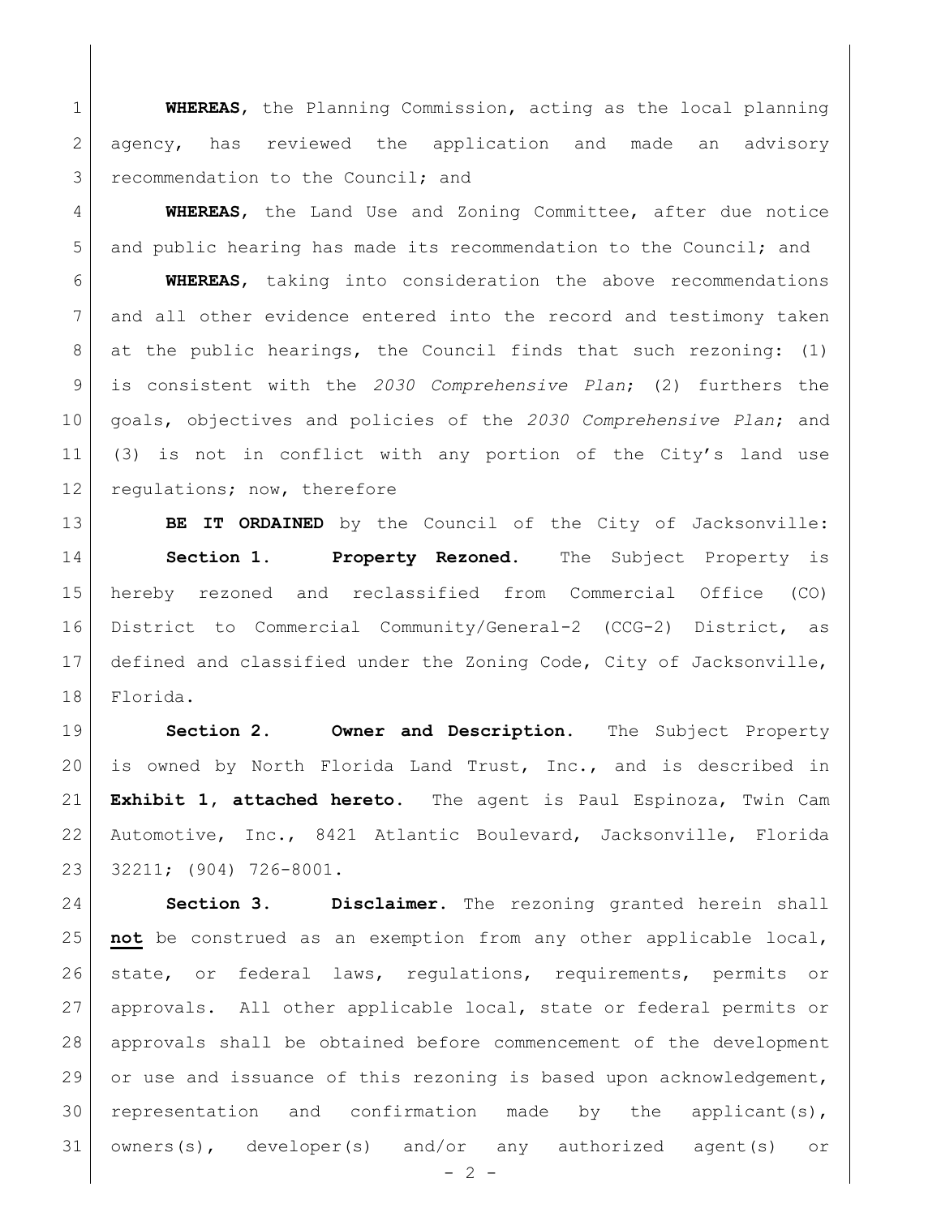**WHEREAS**, the Planning Commission, acting as the local planning agency, has reviewed the application and made an advisory recommendation to the Council; and

**WHEREAS**, the Land Use and Zoning Committee, after due notice and public hearing has made its recommendation to the Council; and

**WHEREAS**, taking into consideration the above recommendations and all other evidence entered into the record and testimony taken at the public hearings, the Council finds that such rezoning: (1) is consistent with the *2030 Comprehensive Plan*; (2) furthers the goals, objectives and policies of the *2030 Comprehensive Plan*; and (3) is not in conflict with any portion of the City's land use regulations; now, therefore

**BE IT ORDAINED** by the Council of the City of Jacksonville:

**Section 1. Property Rezoned.** The Subject Property is hereby rezoned and reclassified from Commercial Office (CO) District to Commercial Community/General-2 (CCG-2) District, as defined and classified under the Zoning Code, City of Jacksonville, Florida.

**Section 2. Owner and Description.** The Subject Property is owned by North Florida Land Trust, Inc., and is described in **Exhibit 1, attached hereto.** The agent is Paul Espinoza, Twin Cam Automotive, Inc., 8421 Atlantic Boulevard, Jacksonville, Florida 32211; (904) 726-8001.

**Section 3. Disclaimer.** The rezoning granted herein shall <u>**not**</u> be construed as an exemption from any other applicable local, state, or federal laws, regulations, requirements, permits or approvals. All other applicable local, state or federal permits or approvals shall be obtained before commencement of the development or use and issuance of this rezoning is based upon acknowledgement, representation and confirmation made by the applicant(s), owners(s), developer(s) and/or any authorized agent(s) or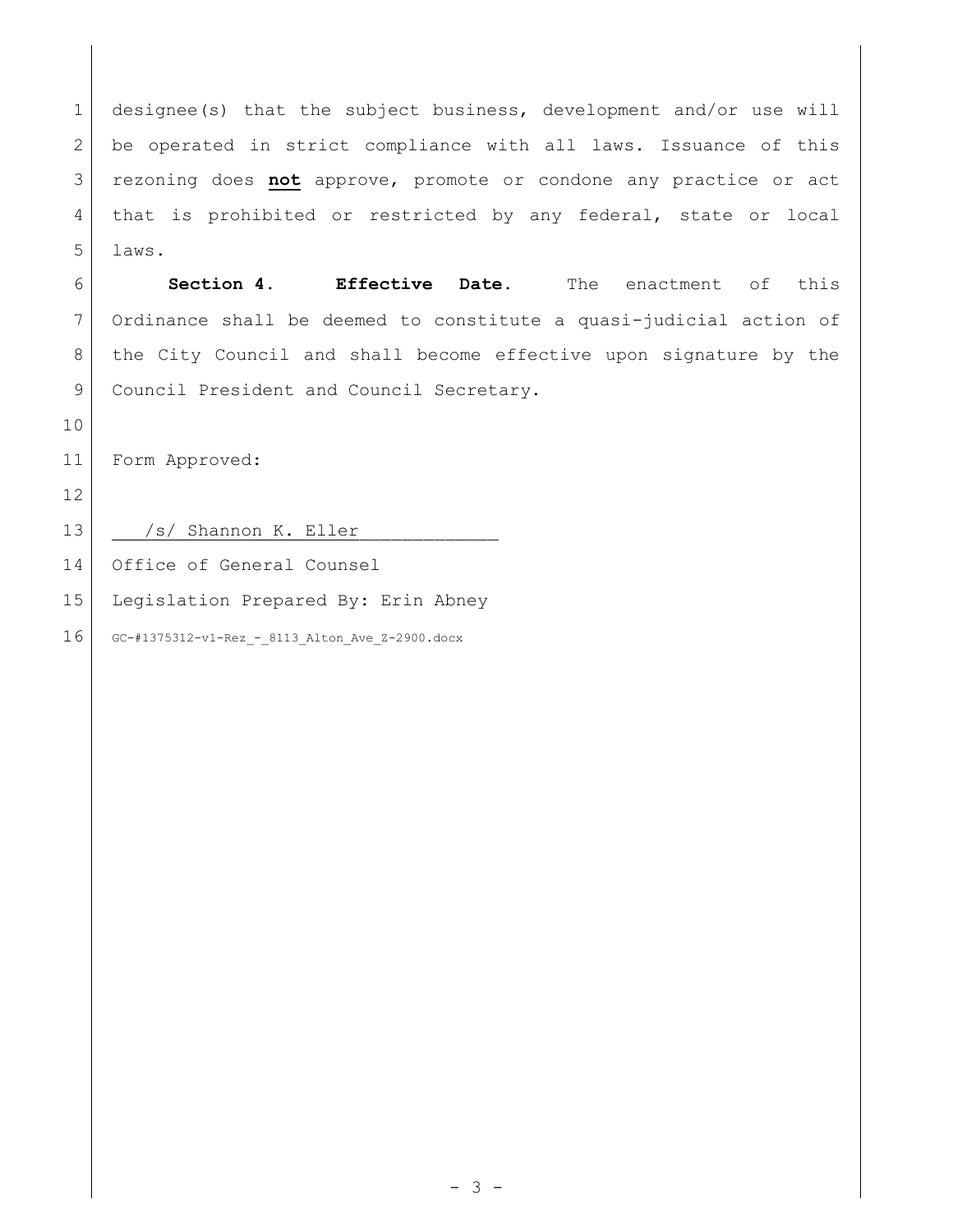designee(s) that the subject business, development and/or use will be operated in strict compliance with all laws. Issuance of this rezoning does **not** approve, promote or condone any practice or act that is prohibited or restricted by any federal, state or local laws.

**Section 4. Effective Date.** The enactment of this Ordinance shall be deemed to constitute a quasi-judicial action of the City Council and shall become effective upon signature by the Council President and Council Secretary.

Form Approved:

/s/ Shannon K. Eller

Office of General Counsel

Legislation Prepared By: Erin Abney

GC-#1375312-v1-Rez_-_8113_Alton_Ave_Z-2900.docx